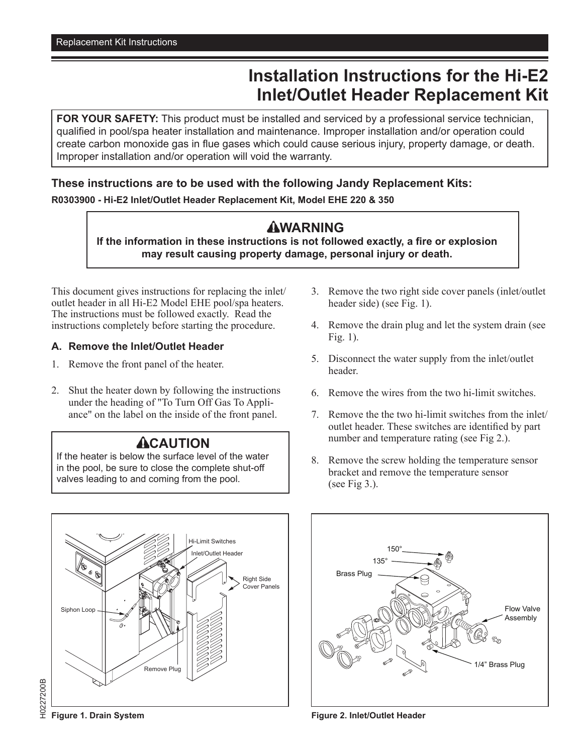# Installation Instructions for the Hi-E2 Inlet/Outlet Header Replacement Kit

**FOR YOUR SAFETY:** This product must be installed and serviced by a professional service technician, qualified in pool/spa heater installation and maintenance. Improper installation and/or operation could create carbon monoxide gas in flue gases which could cause serious injury, property damage, or death. Improper installation and/or operation will void the warranty.

### These instructions are to be used with the following Jandy Replacement Kits:

**R0303900 - Hi-E2 Inlet/Outlet Header Replacement Kit, Model EHE 220 & 350**

> **⚠WARNING**
> **If the information in these instructions is not followed exactly, a fire or explosion may result causing property damage, personal injury or death.**

This document gives instructions for replacing the inlet/outlet header in all Hi-E2 Model EHE pool/spa heaters. The instructions must be followed exactly. Read the instructions completely before starting the procedure.

### A. Remove the Inlet/Outlet Header

1. Remove the front panel of the heater.
2. Shut the heater down by following the instructions under the heading of "To Turn Off Gas To Appliance" on the label on the inside of the front panel.

> **⚠CAUTION**
> If the heater is below the surface level of the water in the pool, be sure to close the complete shut-off valves leading to and coming from the pool.

3. Remove the two right side cover panels (inlet/outlet header side) (see Fig. 1).
4. Remove the drain plug and let the system drain (see Fig. 1).
5. Disconnect the water supply from the inlet/outlet header.
6. Remove the wires from the two hi-limit switches.
7. Remove the the two hi-limit switches from the inlet/outlet header. These switches are identified by part number and temperature rating (see Fig 2.).
8. Remove the screw holding the temperature sensor bracket and remove the temperature sensor (see Fig 3.).

**Figure 1. Drain System**

**Figure 2. Inlet/Outlet Header**

H0227200B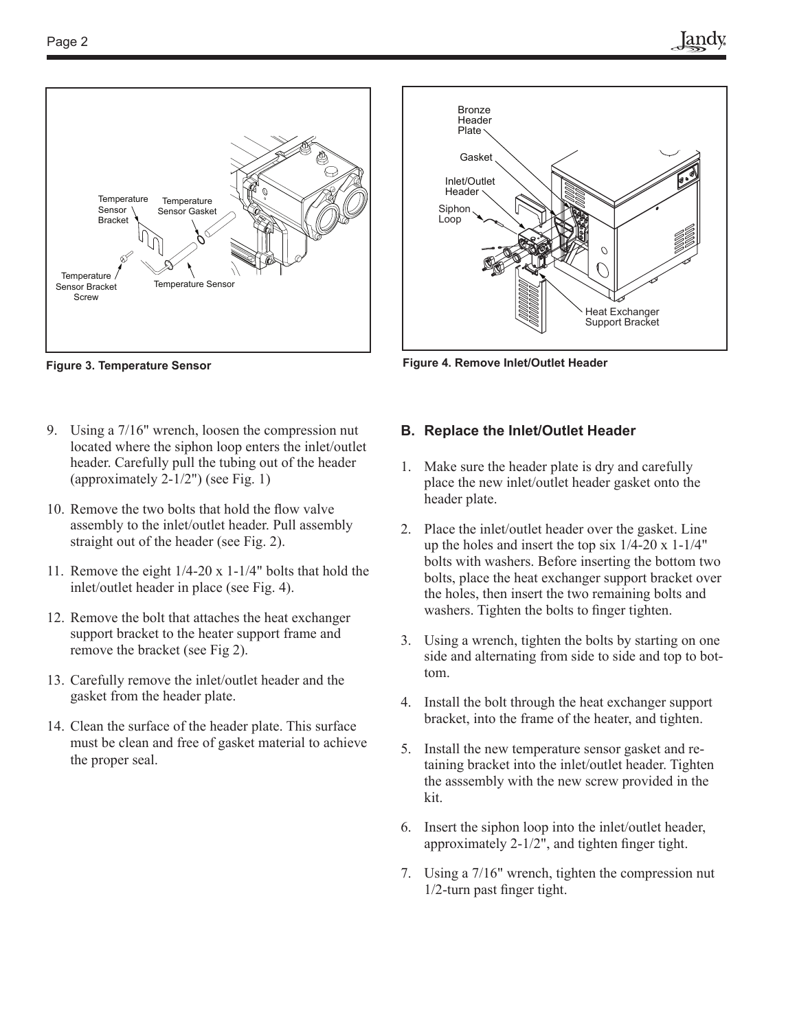Figure 3. Temperature Sensor

Figure 4. Remove Inlet/Outlet Header

9. Using a 7/16" wrench, loosen the compression nut located where the siphon loop enters the inlet/outlet header. Carefully pull the tubing out of the header (approximately 2-1/2") (see Fig. 1)

10. Remove the two bolts that hold the flow valve assembly to the inlet/outlet header. Pull assembly straight out of the header (see Fig. 2).

11. Remove the eight 1/4-20 x 1-1/4" bolts that hold the inlet/outlet header in place (see Fig. 4).

12. Remove the bolt that attaches the heat exchanger support bracket to the heater support frame and remove the bracket (see Fig 2).

13. Carefully remove the inlet/outlet header and the gasket from the header plate.

14. Clean the surface of the header plate. This surface must be clean and free of gasket material to achieve the proper seal.

## B. Replace the Inlet/Outlet Header

1. Make sure the header plate is dry and carefully place the new inlet/outlet header gasket onto the header plate.

2. Place the inlet/outlet header over the gasket. Line up the holes and insert the top six 1/4-20 x 1-1/4" bolts with washers. Before inserting the bottom two bolts, place the heat exchanger support bracket over the holes, then insert the two remaining bolts and washers. Tighten the bolts to finger tighten.

3. Using a wrench, tighten the bolts by starting on one side and alternating from side to side and top to bottom.

4. Install the bolt through the heat exchanger support bracket, into the frame of the heater, and tighten.

5. Install the new temperature sensor gasket and retaining bracket into the inlet/outlet header. Tighten the asssembly with the new screw provided in the kit.

6. Insert the siphon loop into the inlet/outlet header, approximately 2-1/2", and tighten finger tight.

7. Using a 7/16" wrench, tighten the compression nut 1/2-turn past finger tight.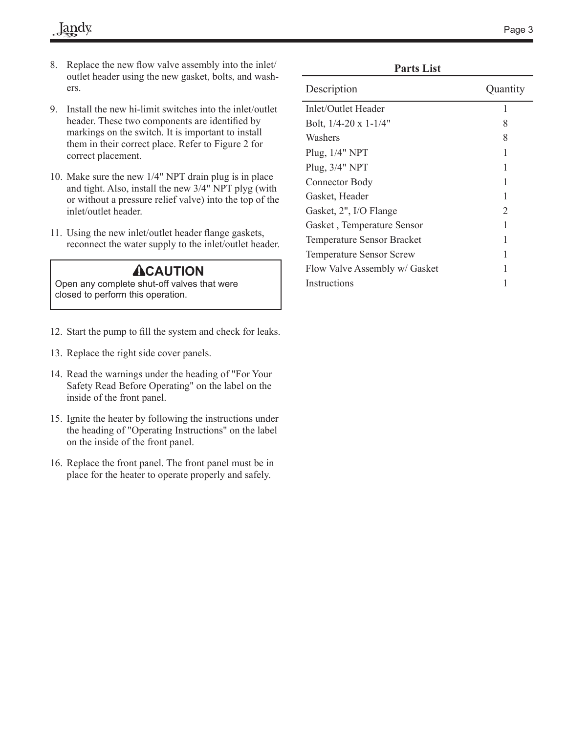8. Replace the new flow valve assembly into the inlet/outlet header using the new gasket, bolts, and washers.

9. Install the new hi-limit switches into the inlet/outlet header. These two components are identified by markings on the switch. It is important to install them in their correct place. Refer to Figure 2 for correct placement.

10. Make sure the new 1/4" NPT drain plug is in place and tight. Also, install the new 3/4" NPT plyg (with or without a pressure relief valve) into the top of the inlet/outlet header.

11. Using the new inlet/outlet header flange gaskets, reconnect the water supply to the inlet/outlet header.

> **⚠CAUTION**
> Open any complete shut-off valves that were closed to perform this operation.

12. Start the pump to fill the system and check for leaks.

13. Replace the right side cover panels.

14. Read the warnings under the heading of "For Your Safety Read Before Operating" on the label on the inside of the front panel.

15. Ignite the heater by following the instructions under the heading of "Operating Instructions" on the label on the inside of the front panel.

16. Replace the front panel. The front panel must be in place for the heater to operate properly and safely.

**Parts List**

| Description | Quantity |
|---|---|
| Inlet/Outlet Header | 1 |
| Bolt, 1/4-20 x 1-1/4" | 8 |
| Washers | 8 |
| Plug, 1/4" NPT | 1 |
| Plug, 3/4" NPT | 1 |
| Connector Body | 1 |
| Gasket, Header | 1 |
| Gasket, 2", I/O Flange | 2 |
| Gasket , Temperature Sensor | 1 |
| Temperature Sensor Bracket | 1 |
| Temperature Sensor Screw | 1 |
| Flow Valve Assembly w/ Gasket | 1 |
| Instructions | 1 |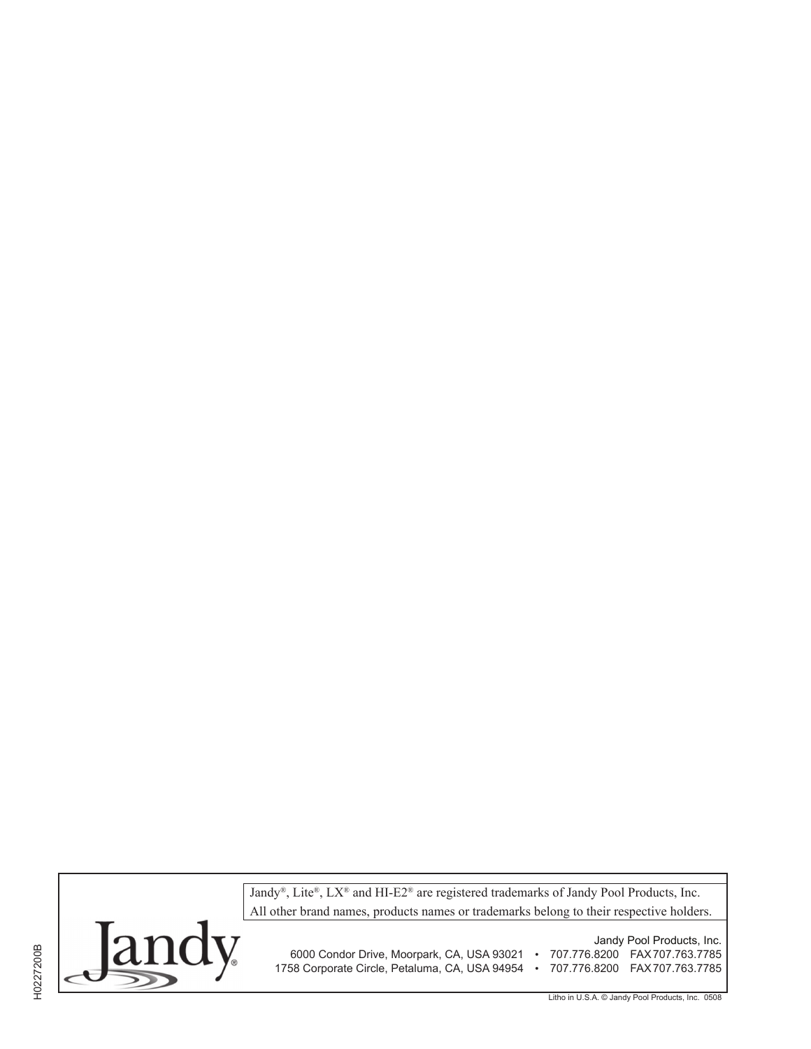Jandy®, Lite®, LX® and HI-E2® are registered trademarks of Jandy Pool Products, Inc.
All other brand names, products names or trademarks belong to their respective holders.

Jandy Pool Products, Inc.
6000 Condor Drive, Moorpark, CA, USA 93021 • 707.776.8200 FAX 707.763.7785
1758 Corporate Circle, Petaluma, CA, USA 94954 • 707.776.8200 FAX 707.763.7785

Litho in U.S.A. © Jandy Pool Products, Inc. 0508

H0227200B